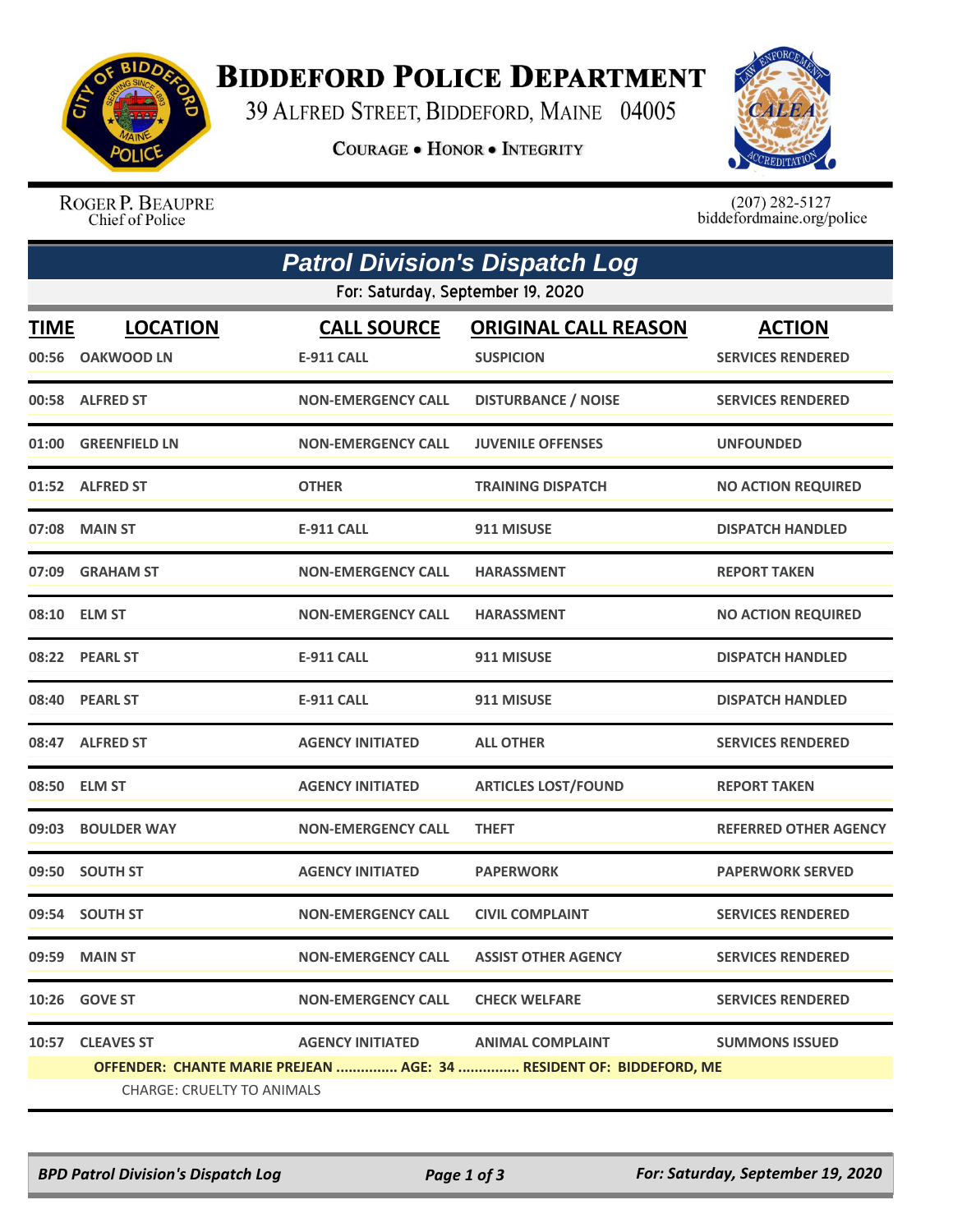# Biddeford Police Department

39 Alfred Street, Biddeford, Maine 04005

**Courage • Honor • Integrity**

Roger P. Beaupre
Chief of Police

(207) 282-5127
biddefordmaine.org/police

## *Patrol Division's Dispatch Log*

For: Saturday, September 19, 2020

| TIME | LOCATION | CALL SOURCE | ORIGINAL CALL REASON | ACTION |
|---|---|---|---|---|
| 00:56 | OAKWOOD LN | E-911 CALL | SUSPICION | SERVICES RENDERED |
| 00:58 | ALFRED ST | NON-EMERGENCY CALL | DISTURBANCE / NOISE | SERVICES RENDERED |
| 01:00 | GREENFIELD LN | NON-EMERGENCY CALL | JUVENILE OFFENSES | UNFOUNDED |
| 01:52 | ALFRED ST | OTHER | TRAINING DISPATCH | NO ACTION REQUIRED |
| 07:08 | MAIN ST | E-911 CALL | 911 MISUSE | DISPATCH HANDLED |
| 07:09 | GRAHAM ST | NON-EMERGENCY CALL | HARASSMENT | REPORT TAKEN |
| 08:10 | ELM ST | NON-EMERGENCY CALL | HARASSMENT | NO ACTION REQUIRED |
| 08:22 | PEARL ST | E-911 CALL | 911 MISUSE | DISPATCH HANDLED |
| 08:40 | PEARL ST | E-911 CALL | 911 MISUSE | DISPATCH HANDLED |
| 08:47 | ALFRED ST | AGENCY INITIATED | ALL OTHER | SERVICES RENDERED |
| 08:50 | ELM ST | AGENCY INITIATED | ARTICLES LOST/FOUND | REPORT TAKEN |
| 09:03 | BOULDER WAY | NON-EMERGENCY CALL | THEFT | REFERRED OTHER AGENCY |
| 09:50 | SOUTH ST | AGENCY INITIATED | PAPERWORK | PAPERWORK SERVED |
| 09:54 | SOUTH ST | NON-EMERGENCY CALL | CIVIL COMPLAINT | SERVICES RENDERED |
| 09:59 | MAIN ST | NON-EMERGENCY CALL | ASSIST OTHER AGENCY | SERVICES RENDERED |
| 10:26 | GOVE ST | NON-EMERGENCY CALL | CHECK WELFARE | SERVICES RENDERED |
| 10:57 | CLEAVES ST | AGENCY INITIATED | ANIMAL COMPLAINT | SUMMONS ISSUED |

**OFFENDER: CHANTE MARIE PREJEAN ............... AGE: 34 ............... RESIDENT OF: BIDDEFORD, ME**

CHARGE: CRUELTY TO ANIMALS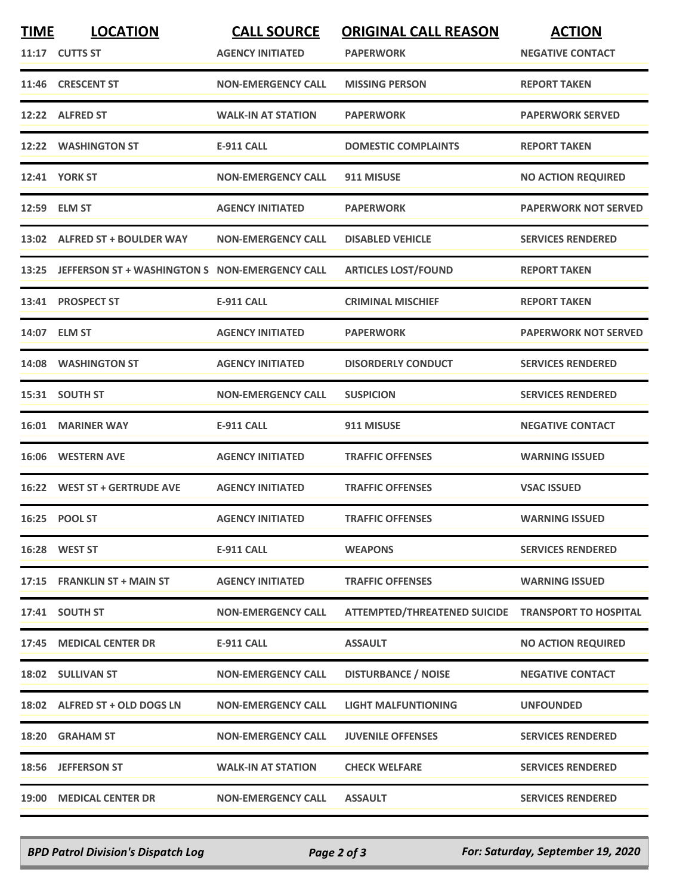| TIME | LOCATION | CALL SOURCE | ORIGINAL CALL REASON | ACTION |
|---|---|---|---|---|
| 11:17 | CUTTS ST | AGENCY INITIATED | PAPERWORK | NEGATIVE CONTACT |
| 11:46 | CRESCENT ST | NON-EMERGENCY CALL | MISSING PERSON | REPORT TAKEN |
| 12:22 | ALFRED ST | WALK-IN AT STATION | PAPERWORK | PAPERWORK SERVED |
| 12:22 | WASHINGTON ST | E-911 CALL | DOMESTIC COMPLAINTS | REPORT TAKEN |
| 12:41 | YORK ST | NON-EMERGENCY CALL | 911 MISUSE | NO ACTION REQUIRED |
| 12:59 | ELM ST | AGENCY INITIATED | PAPERWORK | PAPERWORK NOT SERVED |
| 13:02 | ALFRED ST + BOULDER WAY | NON-EMERGENCY CALL | DISABLED VEHICLE | SERVICES RENDERED |
| 13:25 | JEFFERSON ST + WASHINGTON S | NON-EMERGENCY CALL | ARTICLES LOST/FOUND | REPORT TAKEN |
| 13:41 | PROSPECT ST | E-911 CALL | CRIMINAL MISCHIEF | REPORT TAKEN |
| 14:07 | ELM ST | AGENCY INITIATED | PAPERWORK | PAPERWORK NOT SERVED |
| 14:08 | WASHINGTON ST | AGENCY INITIATED | DISORDERLY CONDUCT | SERVICES RENDERED |
| 15:31 | SOUTH ST | NON-EMERGENCY CALL | SUSPICION | SERVICES RENDERED |
| 16:01 | MARINER WAY | E-911 CALL | 911 MISUSE | NEGATIVE CONTACT |
| 16:06 | WESTERN AVE | AGENCY INITIATED | TRAFFIC OFFENSES | WARNING ISSUED |
| 16:22 | WEST ST + GERTRUDE AVE | AGENCY INITIATED | TRAFFIC OFFENSES | VSAC ISSUED |
| 16:25 | POOL ST | AGENCY INITIATED | TRAFFIC OFFENSES | WARNING ISSUED |
| 16:28 | WEST ST | E-911 CALL | WEAPONS | SERVICES RENDERED |
| 17:15 | FRANKLIN ST + MAIN ST | AGENCY INITIATED | TRAFFIC OFFENSES | WARNING ISSUED |
| 17:41 | SOUTH ST | NON-EMERGENCY CALL | ATTEMPTED/THREATENED SUICIDE | TRANSPORT TO HOSPITAL |
| 17:45 | MEDICAL CENTER DR | E-911 CALL | ASSAULT | NO ACTION REQUIRED |
| 18:02 | SULLIVAN ST | NON-EMERGENCY CALL | DISTURBANCE / NOISE | NEGATIVE CONTACT |
| 18:02 | ALFRED ST + OLD DOGS LN | NON-EMERGENCY CALL | LIGHT MALFUNTIONING | UNFOUNDED |
| 18:20 | GRAHAM ST | NON-EMERGENCY CALL | JUVENILE OFFENSES | SERVICES RENDERED |
| 18:56 | JEFFERSON ST | WALK-IN AT STATION | CHECK WELFARE | SERVICES RENDERED |
| 19:00 | MEDICAL CENTER DR | NON-EMERGENCY CALL | ASSAULT | SERVICES RENDERED |

*BPD Patrol Division's Dispatch Log* — *For: Saturday, September 19, 2020*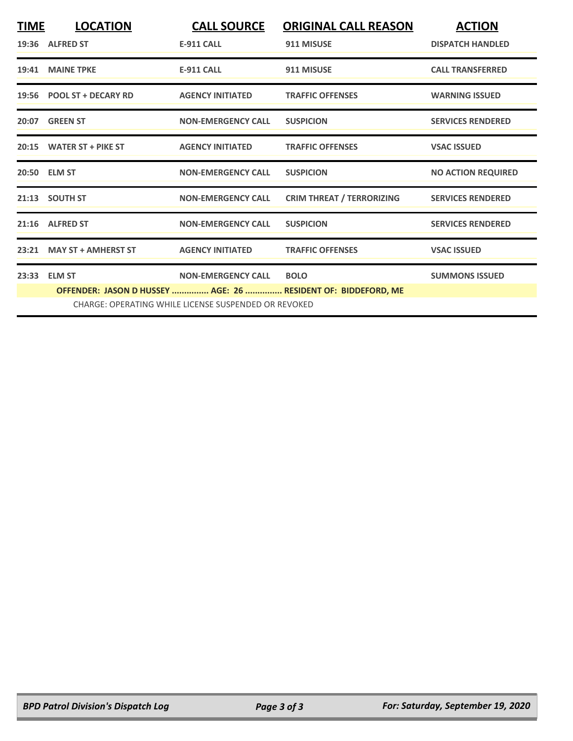| TIME | LOCATION | CALL SOURCE | ORIGINAL CALL REASON | ACTION |
| --- | --- | --- | --- | --- |
| 19:36 | ALFRED ST | E-911 CALL | 911 MISUSE | DISPATCH HANDLED |
| 19:41 | MAINE TPKE | E-911 CALL | 911 MISUSE | CALL TRANSFERRED |
| 19:56 | POOL ST + DECARY RD | AGENCY INITIATED | TRAFFIC OFFENSES | WARNING ISSUED |
| 20:07 | GREEN ST | NON-EMERGENCY CALL | SUSPICION | SERVICES RENDERED |
| 20:15 | WATER ST + PIKE ST | AGENCY INITIATED | TRAFFIC OFFENSES | VSAC ISSUED |
| 20:50 | ELM ST | NON-EMERGENCY CALL | SUSPICION | NO ACTION REQUIRED |
| 21:13 | SOUTH ST | NON-EMERGENCY CALL | CRIM THREAT / TERRORIZING | SERVICES RENDERED |
| 21:16 | ALFRED ST | NON-EMERGENCY CALL | SUSPICION | SERVICES RENDERED |
| 23:21 | MAY ST + AMHERST ST | AGENCY INITIATED | TRAFFIC OFFENSES | VSAC ISSUED |
| 23:33 | ELM ST | NON-EMERGENCY CALL | BOLO | SUMMONS ISSUED |

**OFFENDER: JASON D HUSSEY ............... AGE: 26 ............... RESIDENT OF: BIDDEFORD, ME**

CHARGE: OPERATING WHILE LICENSE SUSPENDED OR REVOKED